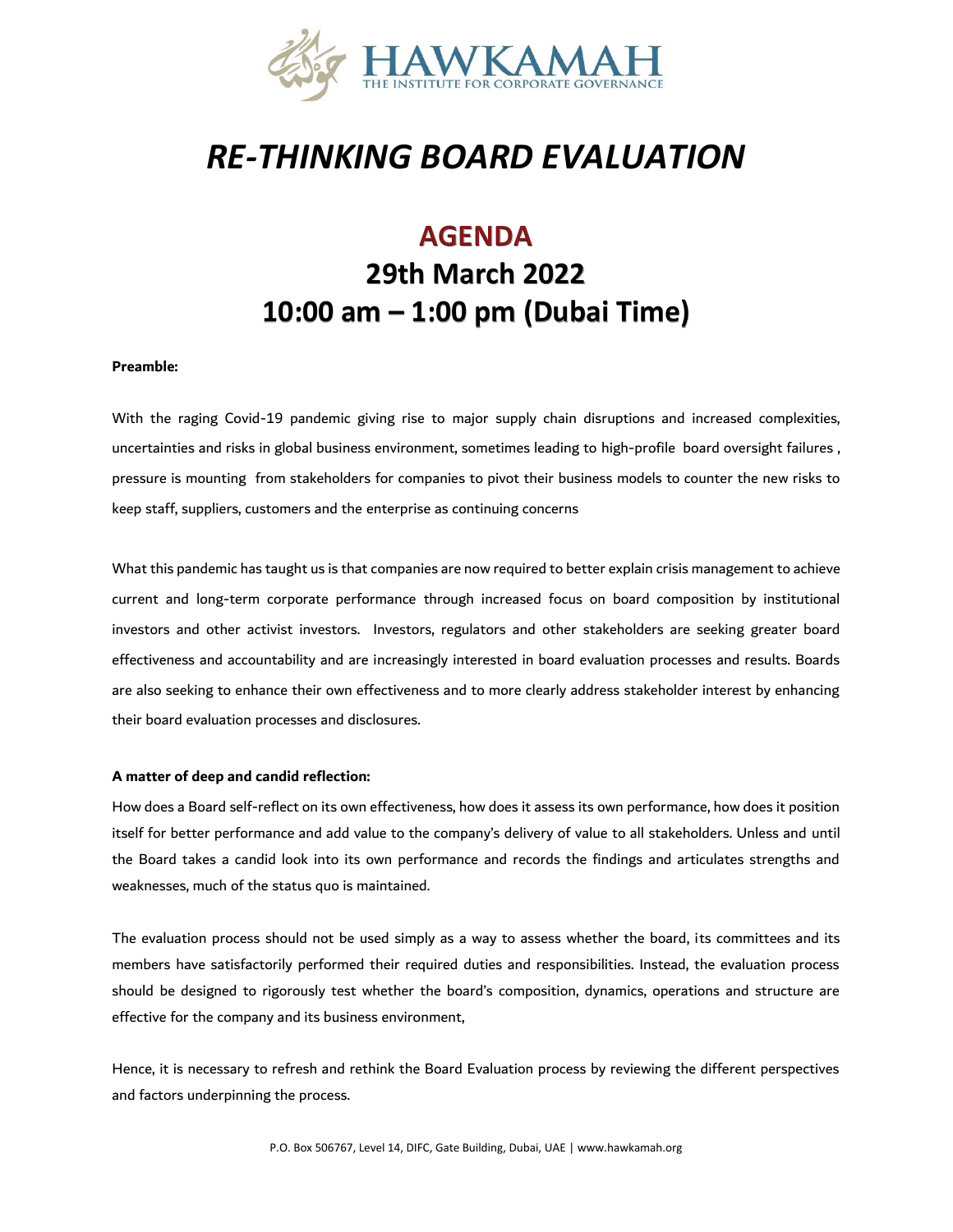HAWKAMAH
THE INSTITUTE FOR CORPORATE GOVERNANCE

# *RE-THINKING BOARD EVALUATION*

## AGENDA
## 29th March 2022
## 10:00 am – 1:00 pm (Dubai Time)

**Preamble:**

With the raging Covid-19 pandemic giving rise to major supply chain disruptions and increased complexities, uncertainties and risks in global business environment, sometimes leading to high-profile board oversight failures , pressure is mounting from stakeholders for companies to pivot their business models to counter the new risks to keep staff, suppliers, customers and the enterprise as continuing concerns

What this pandemic has taught us is that companies are now required to better explain crisis management to achieve current and long-term corporate performance through increased focus on board composition by institutional investors and other activist investors. Investors, regulators and other stakeholders are seeking greater board effectiveness and accountability and are increasingly interested in board evaluation processes and results. Boards are also seeking to enhance their own effectiveness and to more clearly address stakeholder interest by enhancing their board evaluation processes and disclosures.

**A matter of deep and candid reflection:**

How does a Board self-reflect on its own effectiveness, how does it assess its own performance, how does it position itself for better performance and add value to the company's delivery of value to all stakeholders. Unless and until the Board takes a candid look into its own performance and records the findings and articulates strengths and weaknesses, much of the status quo is maintained.

The evaluation process should not be used simply as a way to assess whether the board, its committees and its members have satisfactorily performed their required duties and responsibilities. Instead, the evaluation process should be designed to rigorously test whether the board's composition, dynamics, operations and structure are effective for the company and its business environment,

Hence, it is necessary to refresh and rethink the Board Evaluation process by reviewing the different perspectives and factors underpinning the process.

P.O. Box 506767, Level 14, DIFC, Gate Building, Dubai, UAE | www.hawkamah.org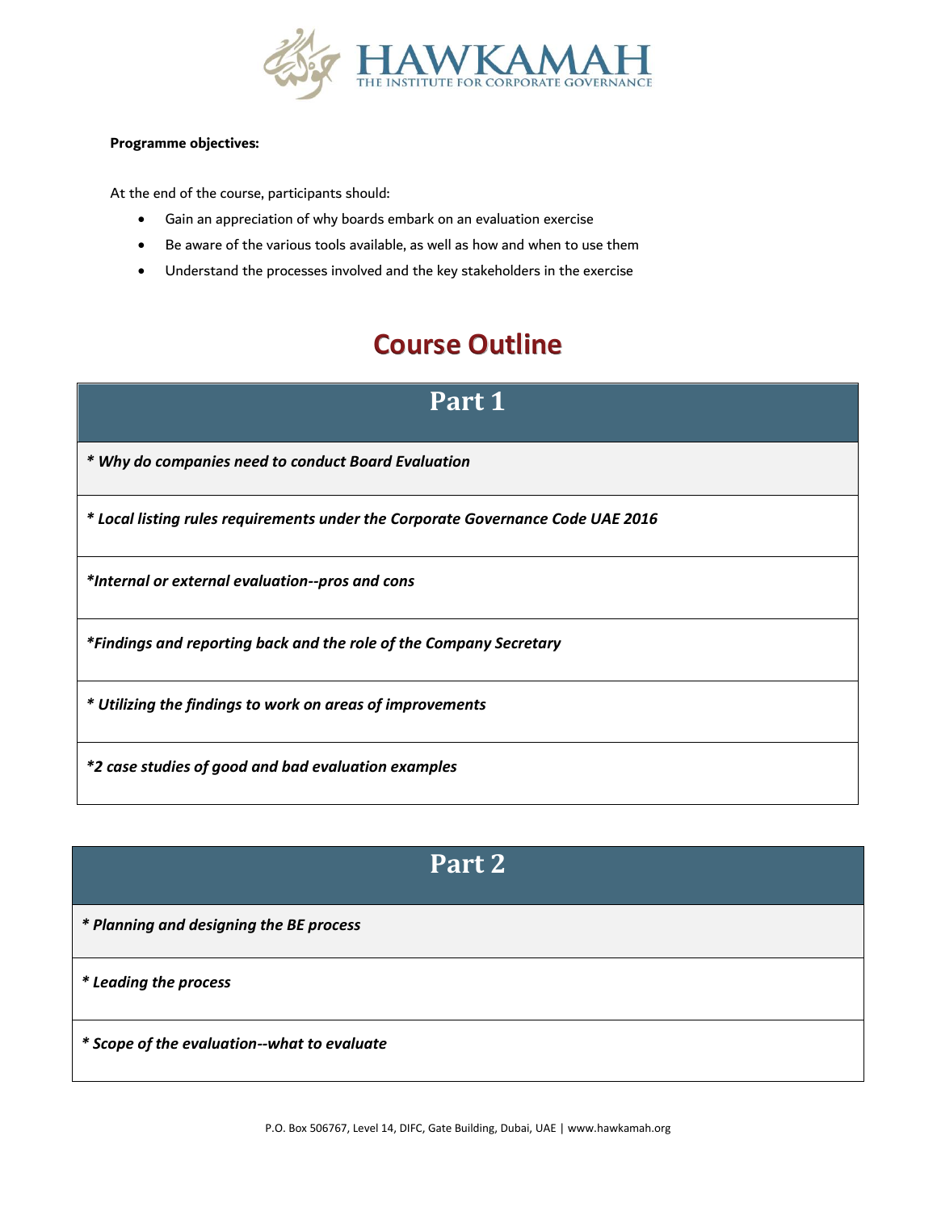**Programme objectives:**

At the end of the course, participants should:

- Gain an appreciation of why boards embark on an evaluation exercise
- Be aware of the various tools available, as well as how and when to use them
- Understand the processes involved and the key stakeholders in the exercise

# Course Outline

| Part 1 |
|---|
| ***\* Why do companies need to conduct Board Evaluation*** |
| ***\* Local listing rules requirements under the Corporate Governance Code UAE 2016*** |
| ***\*Internal or external evaluation--pros and cons*** |
| ***\*Findings and reporting back and the role of the Company Secretary*** |
| ***\* Utilizing the findings to work on areas of improvements*** |
| ***\*2 case studies of good and bad evaluation examples*** |

| Part 2 |
|---|
| ***\* Planning and designing the BE process*** |
| ***\* Leading the process*** |
| ***\* Scope of the evaluation--what to evaluate*** |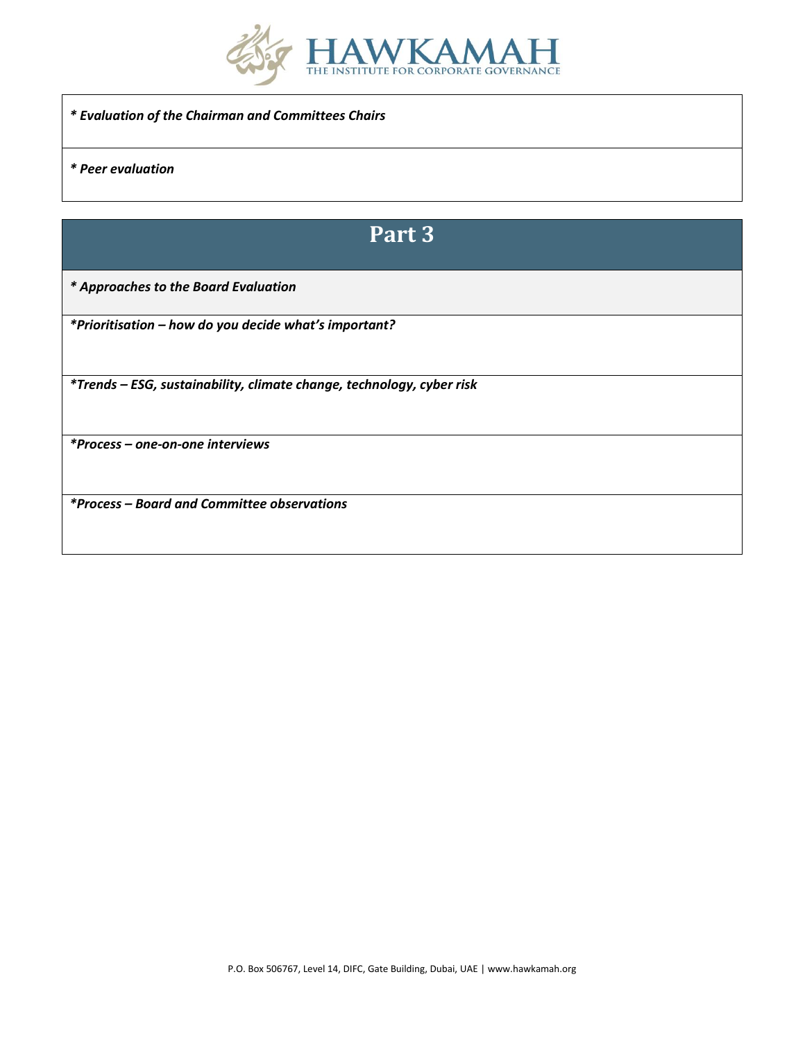***Evaluation of the Chairman and Committees Chairs***

***Peer evaluation***

# Part 3

***Approaches to the Board Evaluation***

***Prioritisation – how do you decide what's important?***

***Trends – ESG, sustainability, climate change, technology, cyber risk***

***Process – one-on-one interviews***

***Process – Board and Committee observations***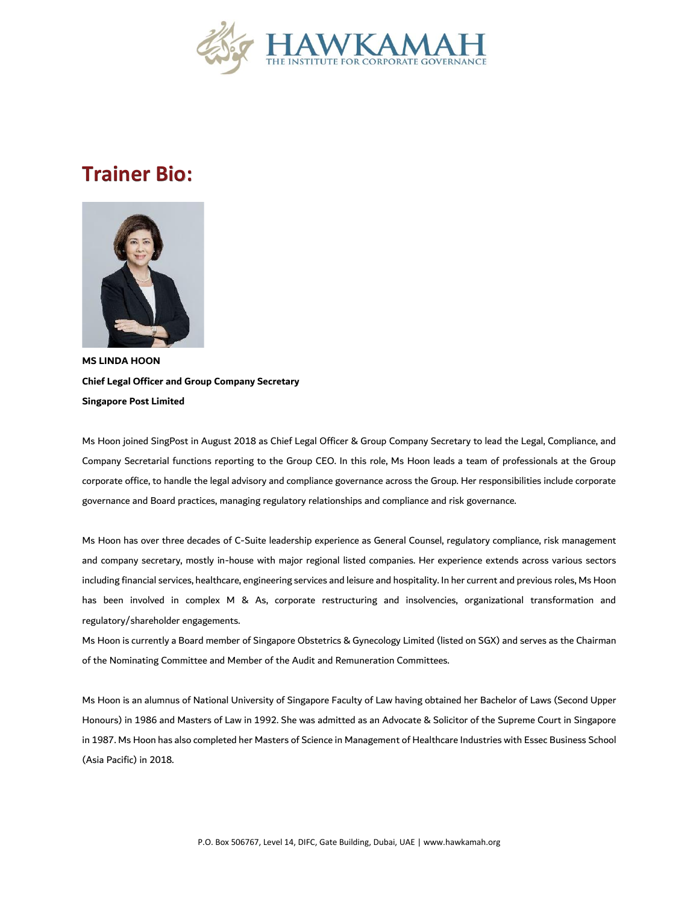## Trainer Bio:

**MS LINDA HOON**

**Chief Legal Officer and Group Company Secretary**

**Singapore Post Limited**

Ms Hoon joined SingPost in August 2018 as Chief Legal Officer & Group Company Secretary to lead the Legal, Compliance, and Company Secretarial functions reporting to the Group CEO. In this role, Ms Hoon leads a team of professionals at the Group corporate office, to handle the legal advisory and compliance governance across the Group. Her responsibilities include corporate governance and Board practices, managing regulatory relationships and compliance and risk governance.

Ms Hoon has over three decades of C-Suite leadership experience as General Counsel, regulatory compliance, risk management and company secretary, mostly in-house with major regional listed companies. Her experience extends across various sectors including financial services, healthcare, engineering services and leisure and hospitality. In her current and previous roles, Ms Hoon has been involved in complex M & As, corporate restructuring and insolvencies, organizational transformation and regulatory/shareholder engagements.

Ms Hoon is currently a Board member of Singapore Obstetrics & Gynecology Limited (listed on SGX) and serves as the Chairman of the Nominating Committee and Member of the Audit and Remuneration Committees.

Ms Hoon is an alumnus of National University of Singapore Faculty of Law having obtained her Bachelor of Laws (Second Upper Honours) in 1986 and Masters of Law in 1992. She was admitted as an Advocate & Solicitor of the Supreme Court in Singapore in 1987. Ms Hoon has also completed her Masters of Science in Management of Healthcare Industries with Essec Business School (Asia Pacific) in 2018.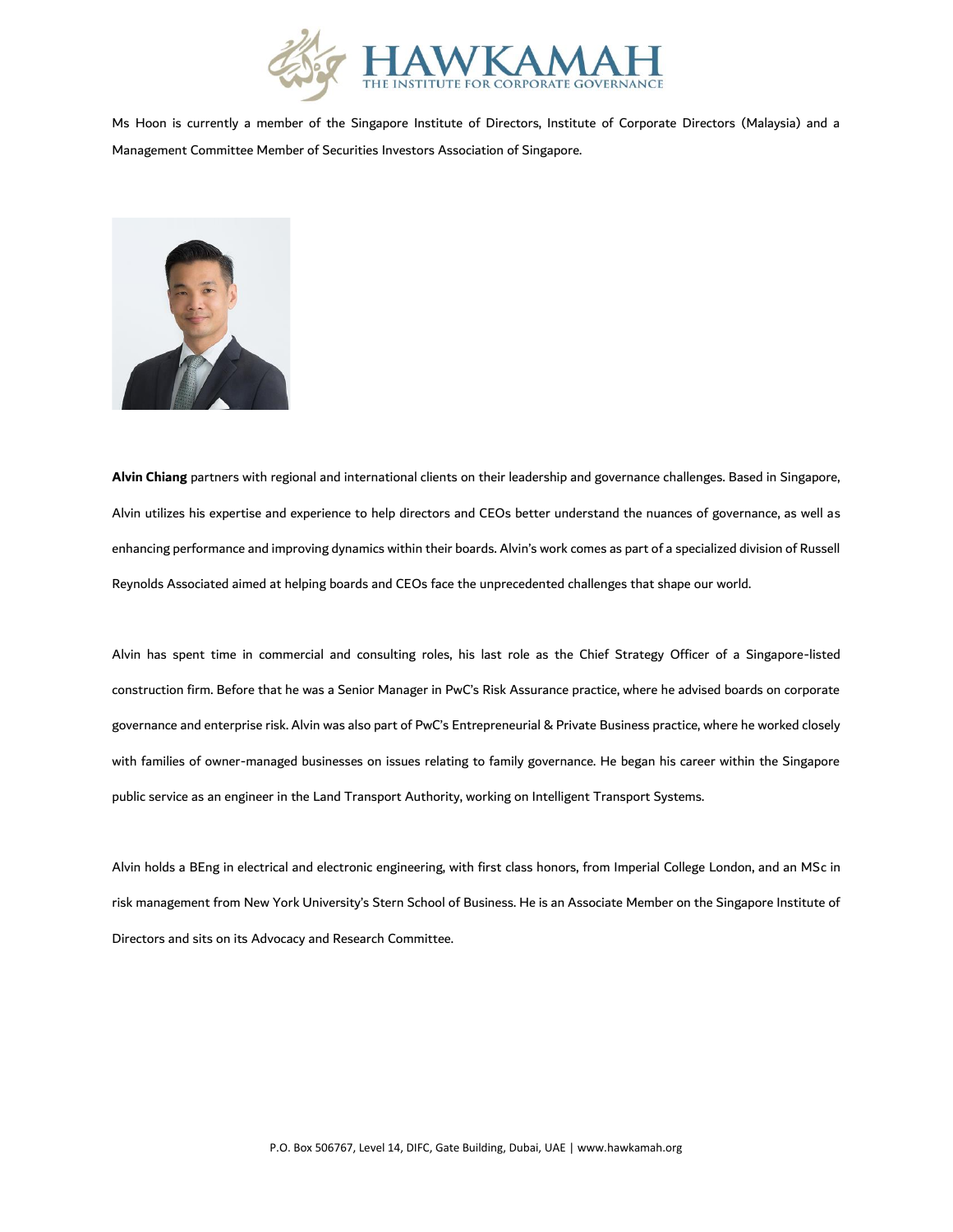Ms Hoon is currently a member of the Singapore Institute of Directors, Institute of Corporate Directors (Malaysia) and a Management Committee Member of Securities Investors Association of Singapore.

**Alvin Chiang** partners with regional and international clients on their leadership and governance challenges. Based in Singapore, Alvin utilizes his expertise and experience to help directors and CEOs better understand the nuances of governance, as well as enhancing performance and improving dynamics within their boards. Alvin's work comes as part of a specialized division of Russell Reynolds Associated aimed at helping boards and CEOs face the unprecedented challenges that shape our world.

Alvin has spent time in commercial and consulting roles, his last role as the Chief Strategy Officer of a Singapore-listed construction firm. Before that he was a Senior Manager in PwC's Risk Assurance practice, where he advised boards on corporate governance and enterprise risk. Alvin was also part of PwC's Entrepreneurial & Private Business practice, where he worked closely with families of owner-managed businesses on issues relating to family governance. He began his career within the Singapore public service as an engineer in the Land Transport Authority, working on Intelligent Transport Systems.

Alvin holds a BEng in electrical and electronic engineering, with first class honors, from Imperial College London, and an MSc in risk management from New York University's Stern School of Business. He is an Associate Member on the Singapore Institute of Directors and sits on its Advocacy and Research Committee.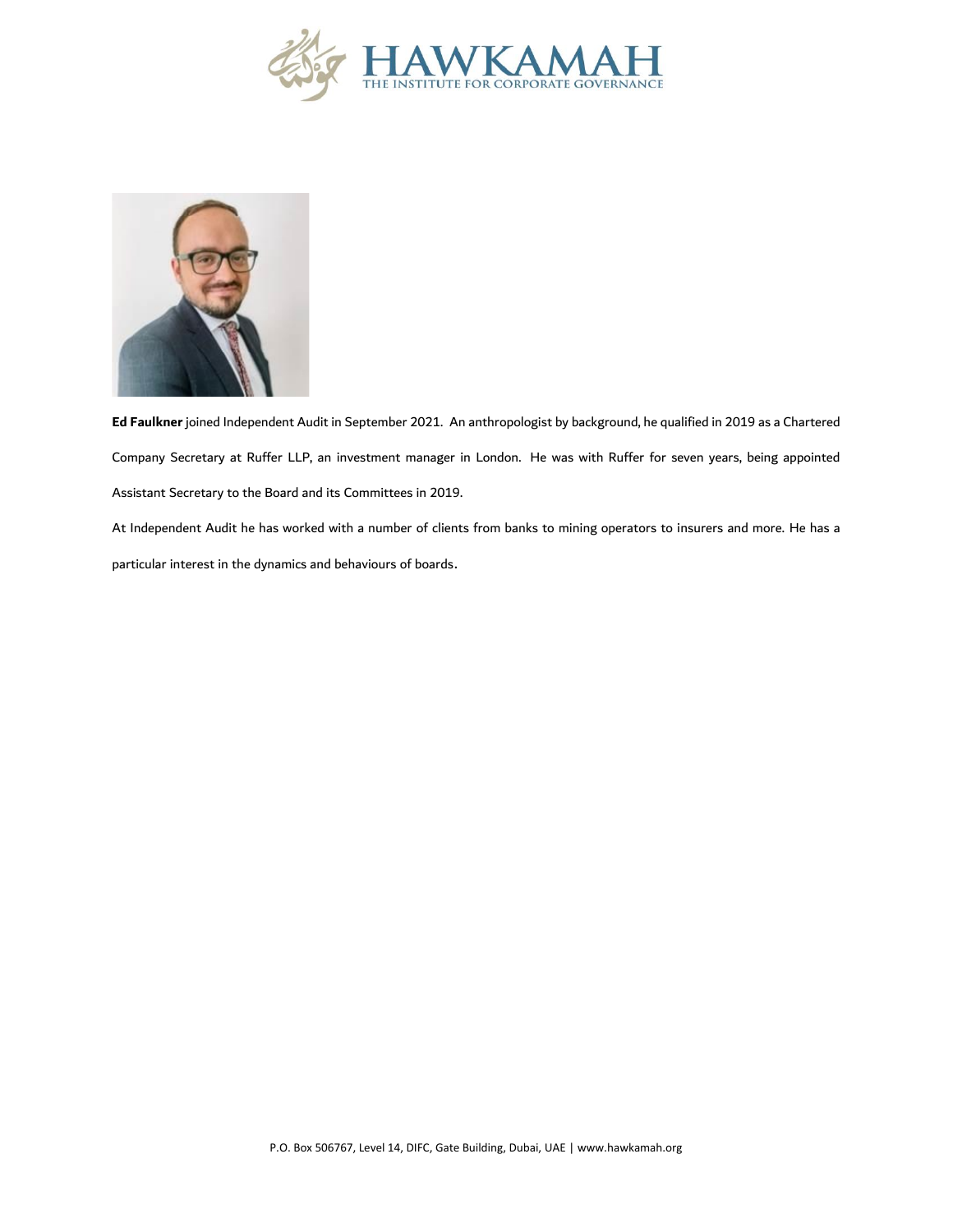**Ed Faulkner** joined Independent Audit in September 2021. An anthropologist by background, he qualified in 2019 as a Chartered Company Secretary at Ruffer LLP, an investment manager in London. He was with Ruffer for seven years, being appointed Assistant Secretary to the Board and its Committees in 2019.

At Independent Audit he has worked with a number of clients from banks to mining operators to insurers and more. He has a particular interest in the dynamics and behaviours of boards.